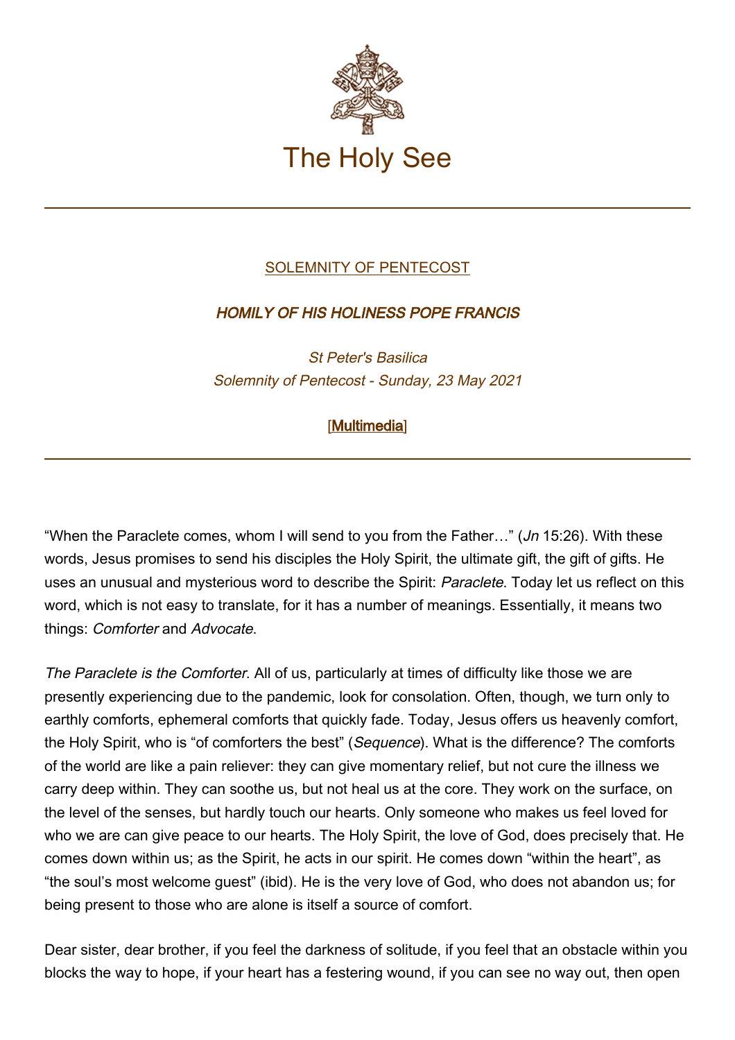# The Holy See

SOLEMNITY OF PENTECOST

***HOMILY OF HIS HOLINESS POPE FRANCIS***

*St Peter's Basilica*
*Solemnity of Pentecost - Sunday, 23 May 2021*

[Multimedia]

---

"When the Paraclete comes, whom I will send to you from the Father…" (*Jn* 15:26). With these words, Jesus promises to send his disciples the Holy Spirit, the ultimate gift, the gift of gifts. He uses an unusual and mysterious word to describe the Spirit: *Paraclete*. Today let us reflect on this word, which is not easy to translate, for it has a number of meanings. Essentially, it means two things: *Comforter* and *Advocate*.

*The Paraclete is the Comforter*. All of us, particularly at times of difficulty like those we are presently experiencing due to the pandemic, look for consolation. Often, though, we turn only to earthly comforts, ephemeral comforts that quickly fade. Today, Jesus offers us heavenly comfort, the Holy Spirit, who is "of comforters the best" (*Sequence*). What is the difference? The comforts of the world are like a pain reliever: they can give momentary relief, but not cure the illness we carry deep within. They can soothe us, but not heal us at the core. They work on the surface, on the level of the senses, but hardly touch our hearts. Only someone who makes us feel loved for who we are can give peace to our hearts. The Holy Spirit, the love of God, does precisely that. He comes down within us; as the Spirit, he acts in our spirit. He comes down "within the heart", as "the soul's most welcome guest" (ibid). He is the very love of God, who does not abandon us; for being present to those who are alone is itself a source of comfort.

Dear sister, dear brother, if you feel the darkness of solitude, if you feel that an obstacle within you blocks the way to hope, if your heart has a festering wound, if you can see no way out, then open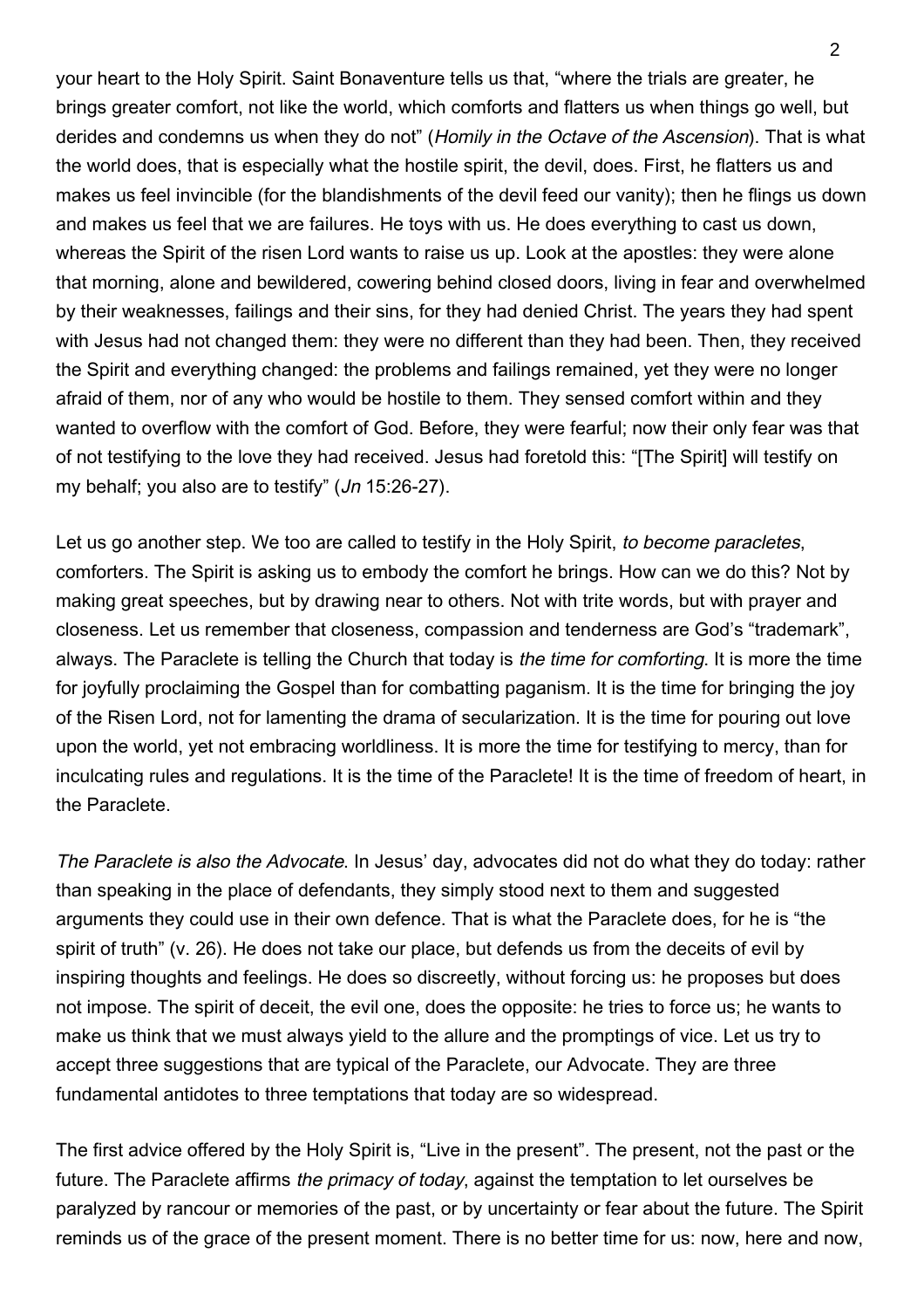your heart to the Holy Spirit. Saint Bonaventure tells us that, "where the trials are greater, he brings greater comfort, not like the world, which comforts and flatters us when things go well, but derides and condemns us when they do not" (*Homily in the Octave of the Ascension*). That is what the world does, that is especially what the hostile spirit, the devil, does. First, he flatters us and makes us feel invincible (for the blandishments of the devil feed our vanity); then he flings us down and makes us feel that we are failures. He toys with us. He does everything to cast us down, whereas the Spirit of the risen Lord wants to raise us up. Look at the apostles: they were alone that morning, alone and bewildered, cowering behind closed doors, living in fear and overwhelmed by their weaknesses, failings and their sins, for they had denied Christ. The years they had spent with Jesus had not changed them: they were no different than they had been. Then, they received the Spirit and everything changed: the problems and failings remained, yet they were no longer afraid of them, nor of any who would be hostile to them. They sensed comfort within and they wanted to overflow with the comfort of God. Before, they were fearful; now their only fear was that of not testifying to the love they had received. Jesus had foretold this: "[The Spirit] will testify on my behalf; you also are to testify" (*Jn* 15:26-27).

Let us go another step. We too are called to testify in the Holy Spirit, *to become paracletes*, comforters. The Spirit is asking us to embody the comfort he brings. How can we do this? Not by making great speeches, but by drawing near to others. Not with trite words, but with prayer and closeness. Let us remember that closeness, compassion and tenderness are God's "trademark", always. The Paraclete is telling the Church that today is *the time for comforting*. It is more the time for joyfully proclaiming the Gospel than for combatting paganism. It is the time for bringing the joy of the Risen Lord, not for lamenting the drama of secularization. It is the time for pouring out love upon the world, yet not embracing worldliness. It is more the time for testifying to mercy, than for inculcating rules and regulations. It is the time of the Paraclete! It is the time of freedom of heart, in the Paraclete.

*The Paraclete is also the Advocate*. In Jesus' day, advocates did not do what they do today: rather than speaking in the place of defendants, they simply stood next to them and suggested arguments they could use in their own defence. That is what the Paraclete does, for he is "the spirit of truth" (v. 26). He does not take our place, but defends us from the deceits of evil by inspiring thoughts and feelings. He does so discreetly, without forcing us: he proposes but does not impose. The spirit of deceit, the evil one, does the opposite: he tries to force us; he wants to make us think that we must always yield to the allure and the promptings of vice. Let us try to accept three suggestions that are typical of the Paraclete, our Advocate. They are three fundamental antidotes to three temptations that today are so widespread.

The first advice offered by the Holy Spirit is, "Live in the present". The present, not the past or the future. The Paraclete affirms *the primacy of today*, against the temptation to let ourselves be paralyzed by rancour or memories of the past, or by uncertainty or fear about the future. The Spirit reminds us of the grace of the present moment. There is no better time for us: now, here and now,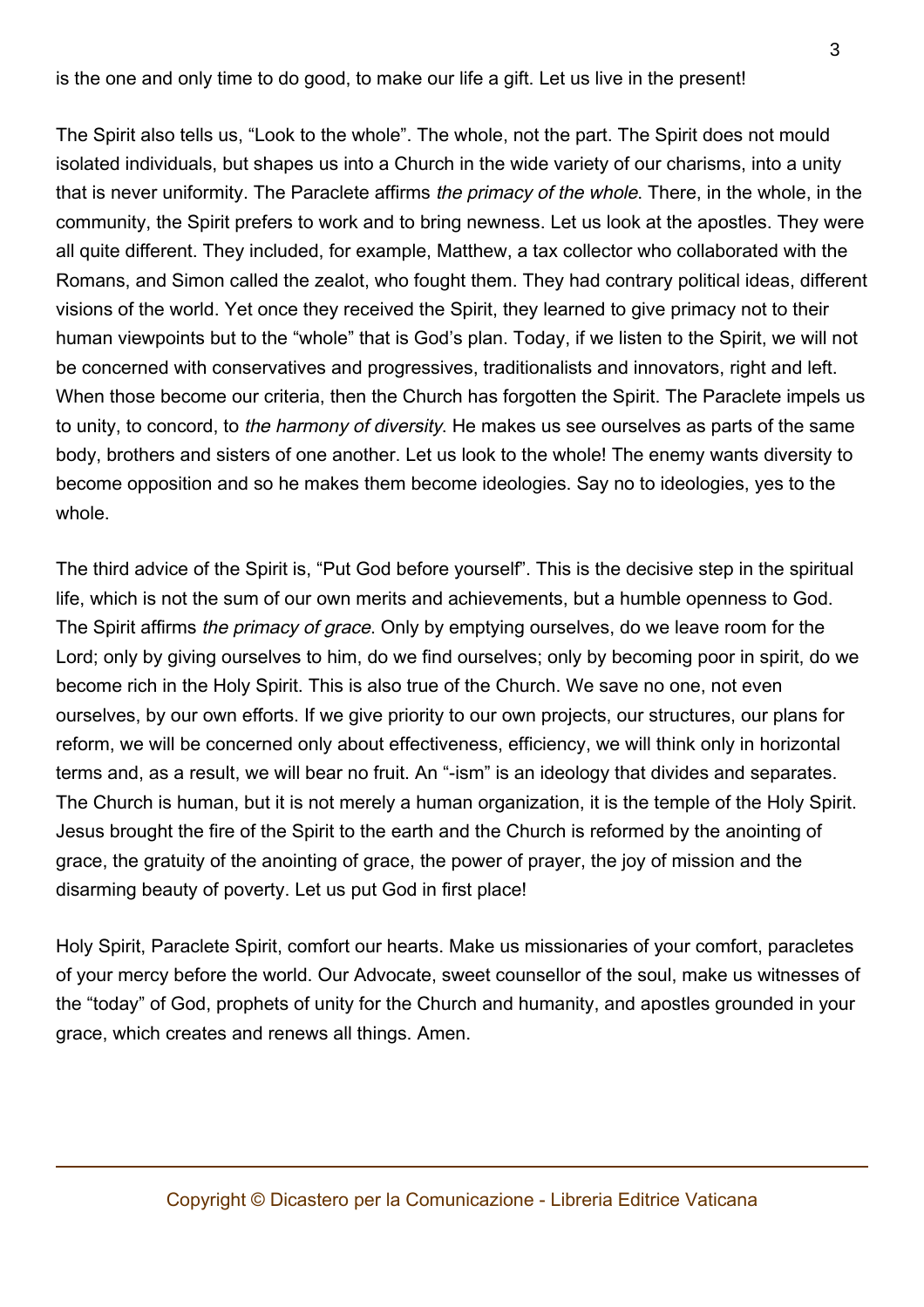is the one and only time to do good, to make our life a gift. Let us live in the present!

The Spirit also tells us, “Look to the whole”. The whole, not the part. The Spirit does not mould isolated individuals, but shapes us into a Church in the wide variety of our charisms, into a unity that is never uniformity. The Paraclete affirms *the primacy of the whole*. There, in the whole, in the community, the Spirit prefers to work and to bring newness. Let us look at the apostles. They were all quite different. They included, for example, Matthew, a tax collector who collaborated with the Romans, and Simon called the zealot, who fought them. They had contrary political ideas, different visions of the world. Yet once they received the Spirit, they learned to give primacy not to their human viewpoints but to the “whole” that is God’s plan. Today, if we listen to the Spirit, we will not be concerned with conservatives and progressives, traditionalists and innovators, right and left. When those become our criteria, then the Church has forgotten the Spirit. The Paraclete impels us to unity, to concord, to *the harmony of diversity*. He makes us see ourselves as parts of the same body, brothers and sisters of one another. Let us look to the whole! The enemy wants diversity to become opposition and so he makes them become ideologies. Say no to ideologies, yes to the whole.

The third advice of the Spirit is, “Put God before yourself”. This is the decisive step in the spiritual life, which is not the sum of our own merits and achievements, but a humble openness to God. The Spirit affirms *the primacy of grace*. Only by emptying ourselves, do we leave room for the Lord; only by giving ourselves to him, do we find ourselves; only by becoming poor in spirit, do we become rich in the Holy Spirit. This is also true of the Church. We save no one, not even ourselves, by our own efforts. If we give priority to our own projects, our structures, our plans for reform, we will be concerned only about effectiveness, efficiency, we will think only in horizontal terms and, as a result, we will bear no fruit. An “-ism” is an ideology that divides and separates. The Church is human, but it is not merely a human organization, it is the temple of the Holy Spirit. Jesus brought the fire of the Spirit to the earth and the Church is reformed by the anointing of grace, the gratuity of the anointing of grace, the power of prayer, the joy of mission and the disarming beauty of poverty. Let us put God in first place!

Holy Spirit, Paraclete Spirit, comfort our hearts. Make us missionaries of your comfort, paracletes of your mercy before the world. Our Advocate, sweet counsellor of the soul, make us witnesses of the “today” of God, prophets of unity for the Church and humanity, and apostles grounded in your grace, which creates and renews all things. Amen.

---

Copyright © Dicastero per la Comunicazione - Libreria Editrice Vaticana